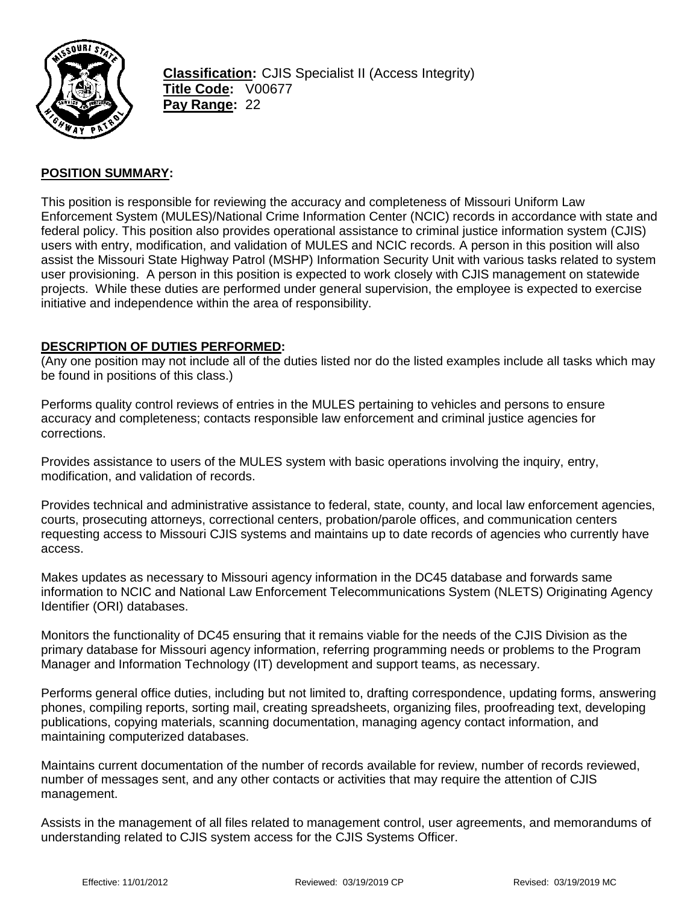**Classification:** CJIS Specialist II (Access Integrity)
**Title Code:** V00677
**Pay Range:** 22

## POSITION SUMMARY:

This position is responsible for reviewing the accuracy and completeness of Missouri Uniform Law Enforcement System (MULES)/National Crime Information Center (NCIC) records in accordance with state and federal policy. This position also provides operational assistance to criminal justice information system (CJIS) users with entry, modification, and validation of MULES and NCIC records. A person in this position will also assist the Missouri State Highway Patrol (MSHP) Information Security Unit with various tasks related to system user provisioning. A person in this position is expected to work closely with CJIS management on statewide projects. While these duties are performed under general supervision, the employee is expected to exercise initiative and independence within the area of responsibility.

## DESCRIPTION OF DUTIES PERFORMED:

(Any one position may not include all of the duties listed nor do the listed examples include all tasks which may be found in positions of this class.)

Performs quality control reviews of entries in the MULES pertaining to vehicles and persons to ensure accuracy and completeness; contacts responsible law enforcement and criminal justice agencies for corrections.

Provides assistance to users of the MULES system with basic operations involving the inquiry, entry, modification, and validation of records.

Provides technical and administrative assistance to federal, state, county, and local law enforcement agencies, courts, prosecuting attorneys, correctional centers, probation/parole offices, and communication centers requesting access to Missouri CJIS systems and maintains up to date records of agencies who currently have access.

Makes updates as necessary to Missouri agency information in the DC45 database and forwards same information to NCIC and National Law Enforcement Telecommunications System (NLETS) Originating Agency Identifier (ORI) databases.

Monitors the functionality of DC45 ensuring that it remains viable for the needs of the CJIS Division as the primary database for Missouri agency information, referring programming needs or problems to the Program Manager and Information Technology (IT) development and support teams, as necessary.

Performs general office duties, including but not limited to, drafting correspondence, updating forms, answering phones, compiling reports, sorting mail, creating spreadsheets, organizing files, proofreading text, developing publications, copying materials, scanning documentation, managing agency contact information, and maintaining computerized databases.

Maintains current documentation of the number of records available for review, number of records reviewed, number of messages sent, and any other contacts or activities that may require the attention of CJIS management.

Assists in the management of all files related to management control, user agreements, and memorandums of understanding related to CJIS system access for the CJIS Systems Officer.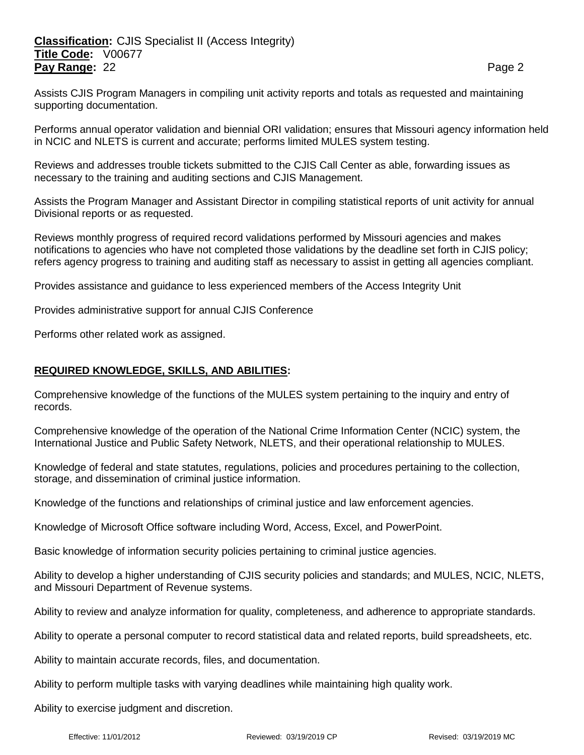Assists CJIS Program Managers in compiling unit activity reports and totals as requested and maintaining supporting documentation.

Performs annual operator validation and biennial ORI validation; ensures that Missouri agency information held in NCIC and NLETS is current and accurate; performs limited MULES system testing.

Reviews and addresses trouble tickets submitted to the CJIS Call Center as able, forwarding issues as necessary to the training and auditing sections and CJIS Management.

Assists the Program Manager and Assistant Director in compiling statistical reports of unit activity for annual Divisional reports or as requested.

Reviews monthly progress of required record validations performed by Missouri agencies and makes notifications to agencies who have not completed those validations by the deadline set forth in CJIS policy; refers agency progress to training and auditing staff as necessary to assist in getting all agencies compliant.

Provides assistance and guidance to less experienced members of the Access Integrity Unit

Provides administrative support for annual CJIS Conference

Performs other related work as assigned.

## REQUIRED KNOWLEDGE, SKILLS, AND ABILITIES:

Comprehensive knowledge of the functions of the MULES system pertaining to the inquiry and entry of records.

Comprehensive knowledge of the operation of the National Crime Information Center (NCIC) system, the International Justice and Public Safety Network, NLETS, and their operational relationship to MULES.

Knowledge of federal and state statutes, regulations, policies and procedures pertaining to the collection, storage, and dissemination of criminal justice information.

Knowledge of the functions and relationships of criminal justice and law enforcement agencies.

Knowledge of Microsoft Office software including Word, Access, Excel, and PowerPoint.

Basic knowledge of information security policies pertaining to criminal justice agencies.

Ability to develop a higher understanding of CJIS security policies and standards; and MULES, NCIC, NLETS, and Missouri Department of Revenue systems.

Ability to review and analyze information for quality, completeness, and adherence to appropriate standards.

Ability to operate a personal computer to record statistical data and related reports, build spreadsheets, etc.

Ability to maintain accurate records, files, and documentation.

Ability to perform multiple tasks with varying deadlines while maintaining high quality work.

Ability to exercise judgment and discretion.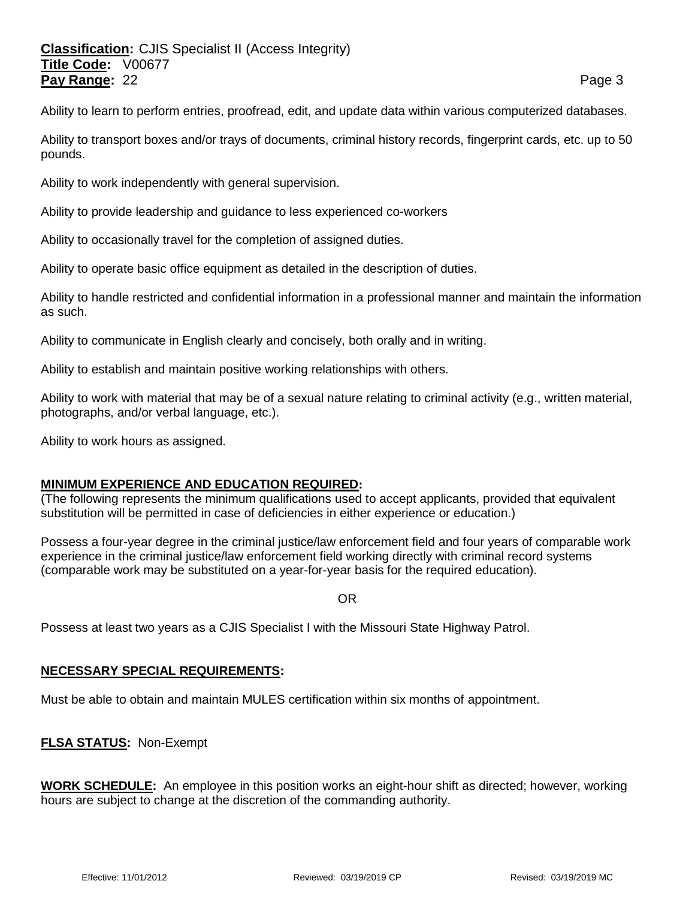Ability to learn to perform entries, proofread, edit, and update data within various computerized databases.

Ability to transport boxes and/or trays of documents, criminal history records, fingerprint cards, etc. up to 50 pounds.

Ability to work independently with general supervision.

Ability to provide leadership and guidance to less experienced co-workers

Ability to occasionally travel for the completion of assigned duties.

Ability to operate basic office equipment as detailed in the description of duties.

Ability to handle restricted and confidential information in a professional manner and maintain the information as such.

Ability to communicate in English clearly and concisely, both orally and in writing.

Ability to establish and maintain positive working relationships with others.

Ability to work with material that may be of a sexual nature relating to criminal activity (e.g., written material, photographs, and/or verbal language, etc.).

Ability to work hours as assigned.

**MINIMUM EXPERIENCE AND EDUCATION REQUIRED:**
(The following represents the minimum qualifications used to accept applicants, provided that equivalent substitution will be permitted in case of deficiencies in either experience or education.)

Possess a four-year degree in the criminal justice/law enforcement field and four years of comparable work experience in the criminal justice/law enforcement field working directly with criminal record systems (comparable work may be substituted on a year-for-year basis for the required education).

OR

Possess at least two years as a CJIS Specialist I with the Missouri State Highway Patrol.

**NECESSARY SPECIAL REQUIREMENTS:**

Must be able to obtain and maintain MULES certification within six months of appointment.

**FLSA STATUS:** Non-Exempt

**WORK SCHEDULE:** An employee in this position works an eight-hour shift as directed; however, working hours are subject to change at the discretion of the commanding authority.